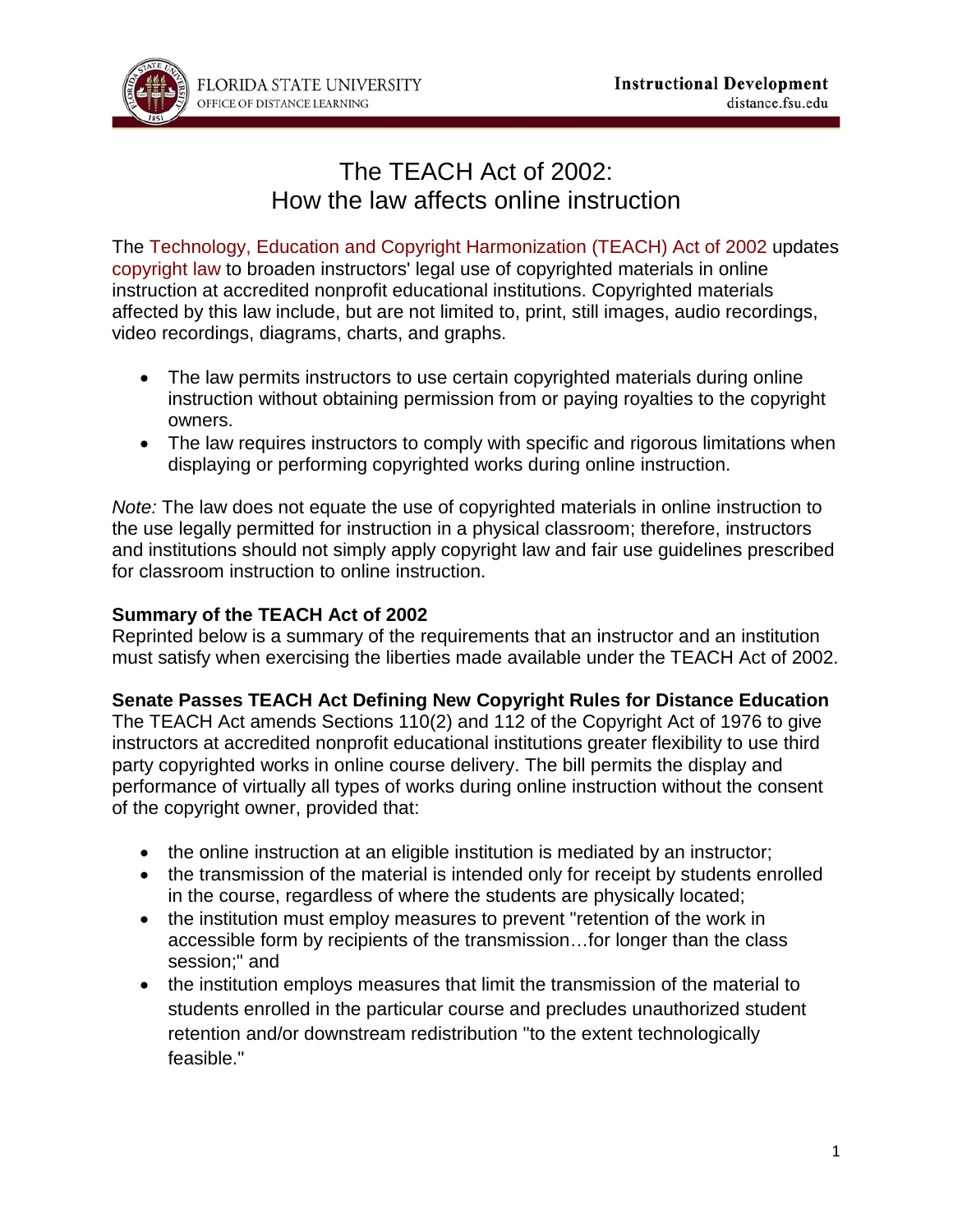# The TEACH Act of 2002: How the law affects online instruction

The Technology, Education and Copyright Harmonization (TEACH) Act of 2002 updates copyright law to broaden instructors' legal use of copyrighted materials in online instruction at accredited nonprofit educational institutions. Copyrighted materials affected by this law include, but are not limited to, print, still images, audio recordings, video recordings, diagrams, charts, and graphs.

- The law permits instructors to use certain copyrighted materials during online instruction without obtaining permission from or paying royalties to the copyright owners.
- The law requires instructors to comply with specific and rigorous limitations when displaying or performing copyrighted works during online instruction.

*Note:* The law does not equate the use of copyrighted materials in online instruction to the use legally permitted for instruction in a physical classroom; therefore, instructors and institutions should not simply apply copyright law and fair use guidelines prescribed for classroom instruction to online instruction.

**Summary of the TEACH Act of 2002**

Reprinted below is a summary of the requirements that an instructor and an institution must satisfy when exercising the liberties made available under the TEACH Act of 2002.

**Senate Passes TEACH Act Defining New Copyright Rules for Distance Education**

The TEACH Act amends Sections 110(2) and 112 of the Copyright Act of 1976 to give instructors at accredited nonprofit educational institutions greater flexibility to use third party copyrighted works in online course delivery. The bill permits the display and performance of virtually all types of works during online instruction without the consent of the copyright owner, provided that:

- the online instruction at an eligible institution is mediated by an instructor;
- the transmission of the material is intended only for receipt by students enrolled in the course, regardless of where the students are physically located;
- the institution must employ measures to prevent "retention of the work in accessible form by recipients of the transmission…for longer than the class session;" and
- the institution employs measures that limit the transmission of the material to students enrolled in the particular course and precludes unauthorized student retention and/or downstream redistribution "to the extent technologically feasible."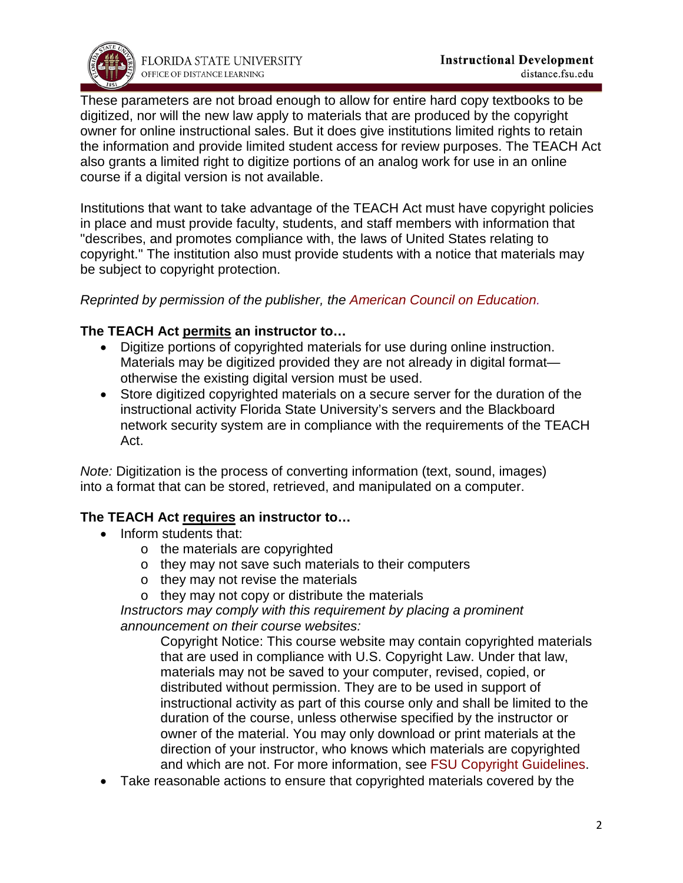These parameters are not broad enough to allow for entire hard copy textbooks to be digitized, nor will the new law apply to materials that are produced by the copyright owner for online instructional sales. But it does give institutions limited rights to retain the information and provide limited student access for review purposes. The TEACH Act also grants a limited right to digitize portions of an analog work for use in an online course if a digital version is not available.

Institutions that want to take advantage of the TEACH Act must have copyright policies in place and must provide faculty, students, and staff members with information that "describes, and promotes compliance with, the laws of United States relating to copyright." The institution also must provide students with a notice that materials may be subject to copyright protection.

*Reprinted by permission of the publisher, the American Council on Education.*

**The TEACH Act permits an instructor to…**

- Digitize portions of copyrighted materials for use during online instruction. Materials may be digitized provided they are not already in digital format—otherwise the existing digital version must be used.
- Store digitized copyrighted materials on a secure server for the duration of the instructional activity Florida State University's servers and the Blackboard network security system are in compliance with the requirements of the TEACH Act.

*Note:* Digitization is the process of converting information (text, sound, images) into a format that can be stored, retrieved, and manipulated on a computer.

**The TEACH Act requires an instructor to…**

- Inform students that:
    - the materials are copyrighted
    - they may not save such materials to their computers
    - they may not revise the materials
    - they may not copy or distribute the materials

  *Instructors may comply with this requirement by placing a prominent announcement on their course websites:*

  > Copyright Notice: This course website may contain copyrighted materials that are used in compliance with U.S. Copyright Law. Under that law, materials may not be saved to your computer, revised, copied, or distributed without permission. They are to be used in support of instructional activity as part of this course only and shall be limited to the duration of the course, unless otherwise specified by the instructor or owner of the material. You may only download or print materials at the direction of your instructor, who knows which materials are copyrighted and which are not. For more information, see FSU Copyright Guidelines.

- Take reasonable actions to ensure that copyrighted materials covered by the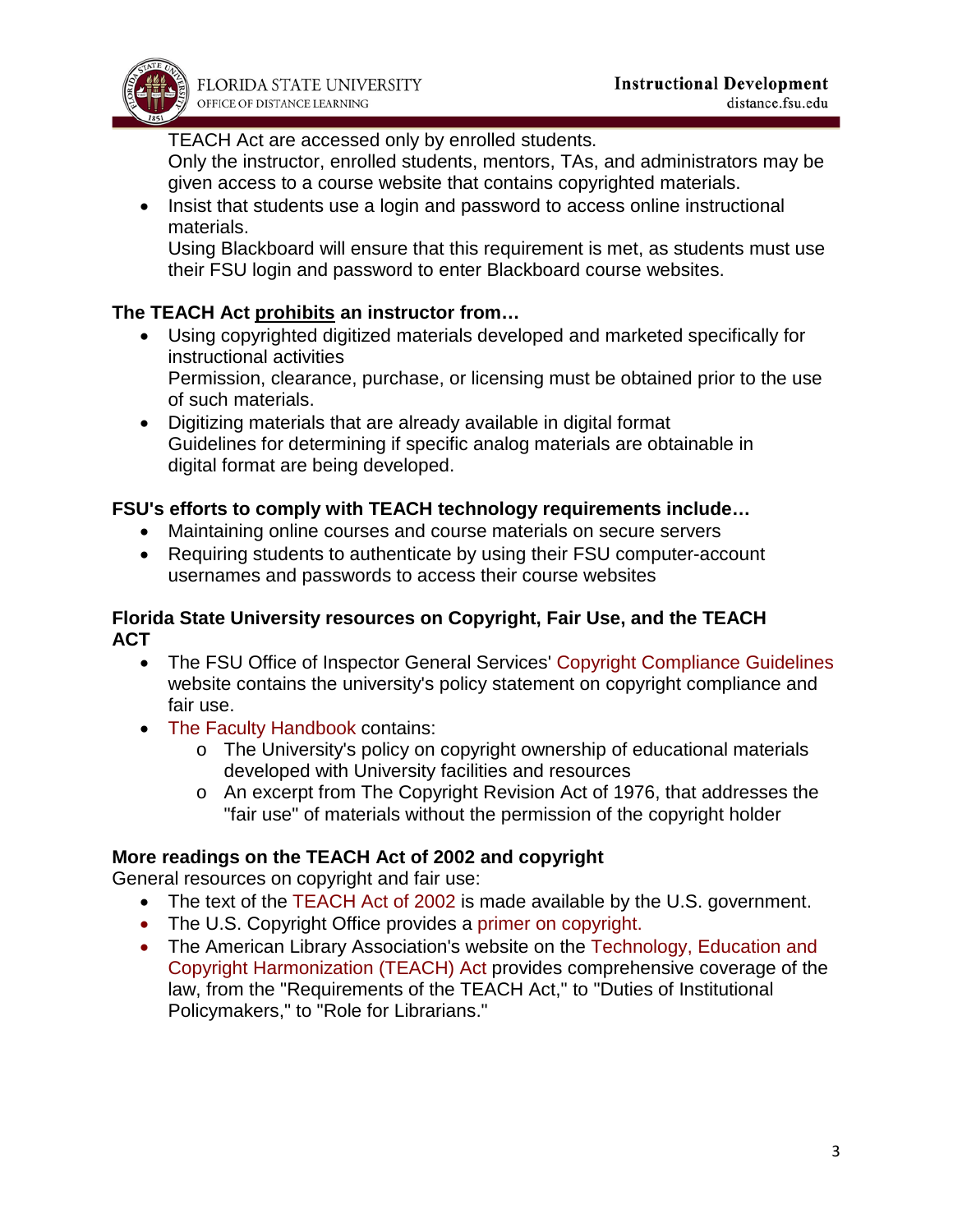TEACH Act are accessed only by enrolled students.
Only the instructor, enrolled students, mentors, TAs, and administrators may be given access to a course website that contains copyrighted materials.

- Insist that students use a login and password to access online instructional materials.
  Using Blackboard will ensure that this requirement is met, as students must use their FSU login and password to enter Blackboard course websites.

**The TEACH Act prohibits an instructor from…**

- Using copyrighted digitized materials developed and marketed specifically for instructional activities
  Permission, clearance, purchase, or licensing must be obtained prior to the use of such materials.
- Digitizing materials that are already available in digital format
  Guidelines for determining if specific analog materials are obtainable in digital format are being developed.

**FSU's efforts to comply with TEACH technology requirements include…**

- Maintaining online courses and course materials on secure servers
- Requiring students to authenticate by using their FSU computer-account usernames and passwords to access their course websites

**Florida State University resources on Copyright, Fair Use, and the TEACH ACT**

- The FSU Office of Inspector General Services' Copyright Compliance Guidelines website contains the university's policy statement on copyright compliance and fair use.
- The Faculty Handbook contains:
  - The University's policy on copyright ownership of educational materials developed with University facilities and resources
  - An excerpt from The Copyright Revision Act of 1976, that addresses the "fair use" of materials without the permission of the copyright holder

**More readings on the TEACH Act of 2002 and copyright**

General resources on copyright and fair use:

- The text of the TEACH Act of 2002 is made available by the U.S. government.
- The U.S. Copyright Office provides a primer on copyright.
- The American Library Association's website on the Technology, Education and Copyright Harmonization (TEACH) Act provides comprehensive coverage of the law, from the "Requirements of the TEACH Act," to "Duties of Institutional Policymakers," to "Role for Librarians."